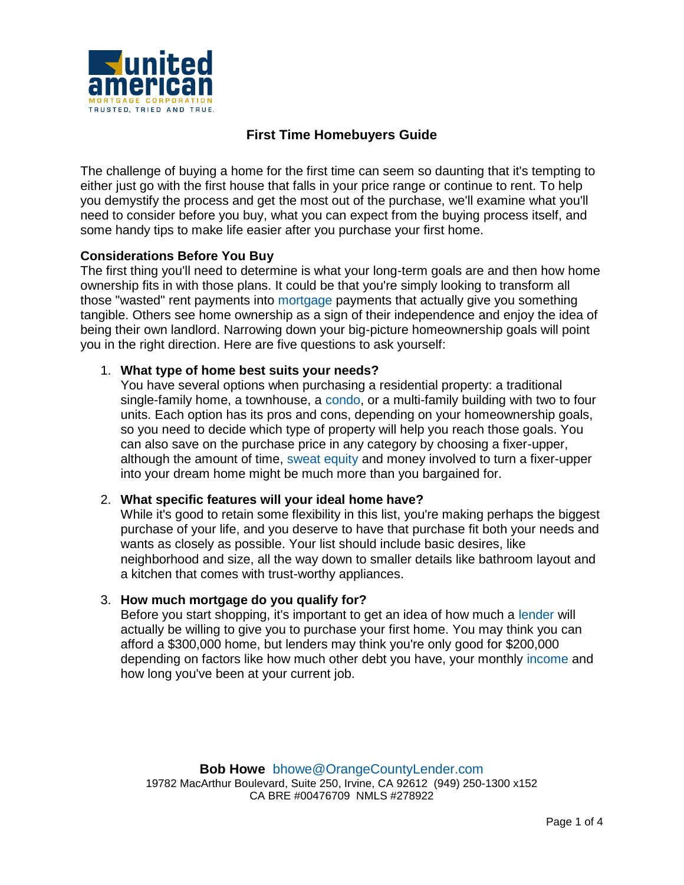# First Time Homebuyers Guide

The challenge of buying a home for the first time can seem so daunting that it's tempting to either just go with the first house that falls in your price range or continue to rent. To help you demystify the process and get the most out of the purchase, we'll examine what you'll need to consider before you buy, what you can expect from the buying process itself, and some handy tips to make life easier after you purchase your first home.

**Considerations Before You Buy**

The first thing you'll need to determine is what your long-term goals are and then how home ownership fits in with those plans. It could be that you're simply looking to transform all those "wasted" rent payments into mortgage payments that actually give you something tangible. Others see home ownership as a sign of their independence and enjoy the idea of being their own landlord. Narrowing down your big-picture homeownership goals will point you in the right direction. Here are five questions to ask yourself:

1. **What type of home best suits your needs?**
   You have several options when purchasing a residential property: a traditional single-family home, a townhouse, a condo, or a multi-family building with two to four units. Each option has its pros and cons, depending on your homeownership goals, so you need to decide which type of property will help you reach those goals. You can also save on the purchase price in any category by choosing a fixer-upper, although the amount of time, sweat equity and money involved to turn a fixer-upper into your dream home might be much more than you bargained for.

2. **What specific features will your ideal home have?**
   While it's good to retain some flexibility in this list, you're making perhaps the biggest purchase of your life, and you deserve to have that purchase fit both your needs and wants as closely as possible. Your list should include basic desires, like neighborhood and size, all the way down to smaller details like bathroom layout and a kitchen that comes with trust-worthy appliances.

3. **How much mortgage do you qualify for?**
   Before you start shopping, it's important to get an idea of how much a lender will actually be willing to give you to purchase your first home. You may think you can afford a $300,000 home, but lenders may think you're only good for $200,000 depending on factors like how much other debt you have, your monthly income and how long you've been at your current job.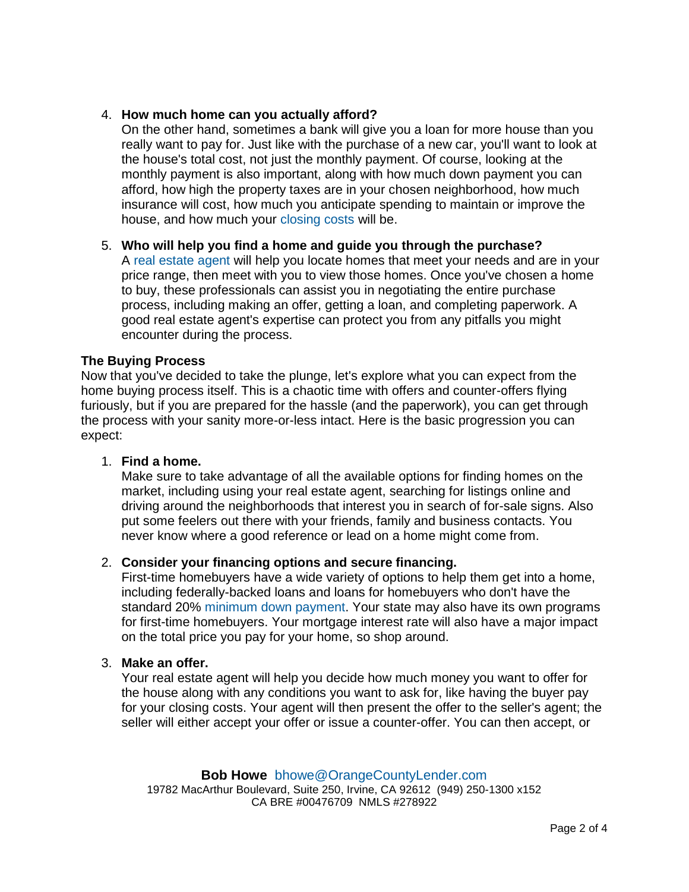4. **How much home can you actually afford?**
   On the other hand, sometimes a bank will give you a loan for more house than you really want to pay for. Just like with the purchase of a new car, you'll want to look at the house's total cost, not just the monthly payment. Of course, looking at the monthly payment is also important, along with how much down payment you can afford, how high the property taxes are in your chosen neighborhood, how much insurance will cost, how much you anticipate spending to maintain or improve the house, and how much your closing costs will be.

5. **Who will help you find a home and guide you through the purchase?**
   A real estate agent will help you locate homes that meet your needs and are in your price range, then meet with you to view those homes. Once you've chosen a home to buy, these professionals can assist you in negotiating the entire purchase process, including making an offer, getting a loan, and completing paperwork. A good real estate agent's expertise can protect you from any pitfalls you might encounter during the process.

**The Buying Process**

Now that you've decided to take the plunge, let's explore what you can expect from the home buying process itself. This is a chaotic time with offers and counter-offers flying furiously, but if you are prepared for the hassle (and the paperwork), you can get through the process with your sanity more-or-less intact. Here is the basic progression you can expect:

1. **Find a home.**
   Make sure to take advantage of all the available options for finding homes on the market, including using your real estate agent, searching for listings online and driving around the neighborhoods that interest you in search of for-sale signs. Also put some feelers out there with your friends, family and business contacts. You never know where a good reference or lead on a home might come from.

2. **Consider your financing options and secure financing.**
   First-time homebuyers have a wide variety of options to help them get into a home, including federally-backed loans and loans for homebuyers who don't have the standard 20% minimum down payment. Your state may also have its own programs for first-time homebuyers. Your mortgage interest rate will also have a major impact on the total price you pay for your home, so shop around.

3. **Make an offer.**
   Your real estate agent will help you decide how much money you want to offer for the house along with any conditions you want to ask for, like having the buyer pay for your closing costs. Your agent will then present the offer to the seller's agent; the seller will either accept your offer or issue a counter-offer. You can then accept, or

**Bob Howe** bhowe@OrangeCountyLender.com
19782 MacArthur Boulevard, Suite 250, Irvine, CA 92612 (949) 250-1300 x152
CA BRE #00476709 NMLS #278922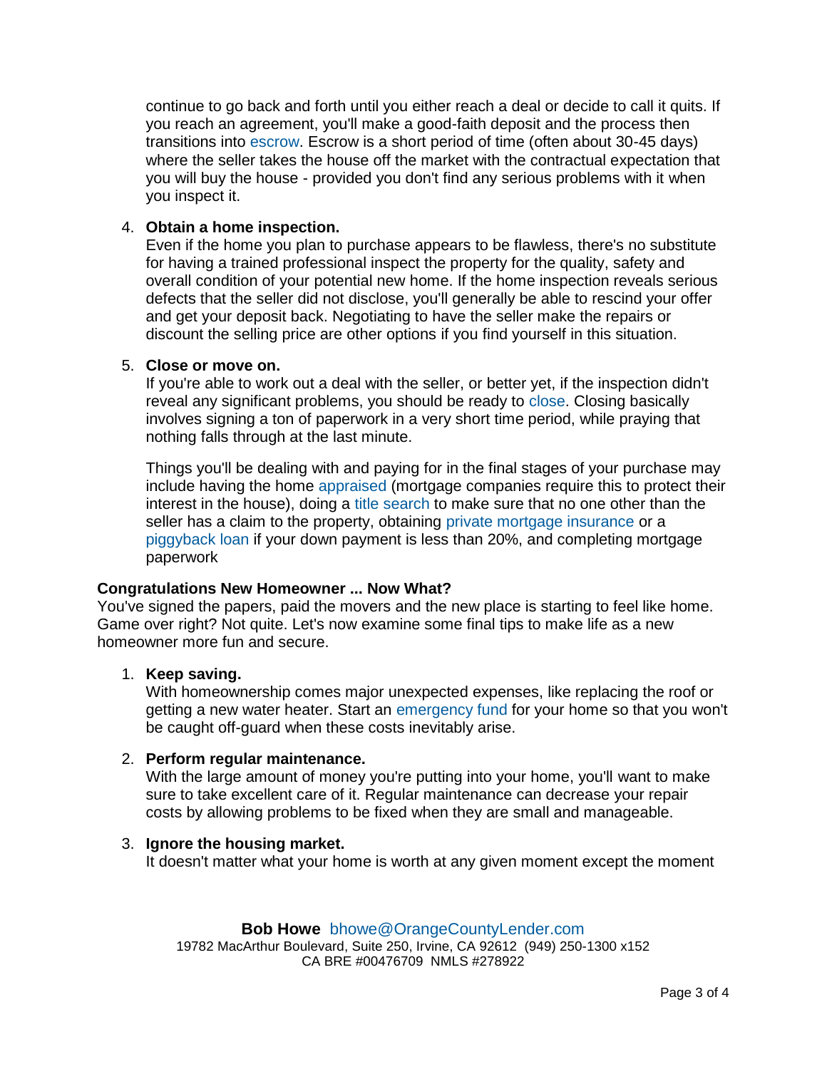continue to go back and forth until you either reach a deal or decide to call it quits. If you reach an agreement, you'll make a good-faith deposit and the process then transitions into escrow. Escrow is a short period of time (often about 30-45 days) where the seller takes the house off the market with the contractual expectation that you will buy the house - provided you don't find any serious problems with it when you inspect it.

4. **Obtain a home inspection.**
   Even if the home you plan to purchase appears to be flawless, there's no substitute for having a trained professional inspect the property for the quality, safety and overall condition of your potential new home. If the home inspection reveals serious defects that the seller did not disclose, you'll generally be able to rescind your offer and get your deposit back. Negotiating to have the seller make the repairs or discount the selling price are other options if you find yourself in this situation.

5. **Close or move on.**
   If you're able to work out a deal with the seller, or better yet, if the inspection didn't reveal any significant problems, you should be ready to close. Closing basically involves signing a ton of paperwork in a very short time period, while praying that nothing falls through at the last minute.

   Things you'll be dealing with and paying for in the final stages of your purchase may include having the home appraised (mortgage companies require this to protect their interest in the house), doing a title search to make sure that no one other than the seller has a claim to the property, obtaining private mortgage insurance or a piggyback loan if your down payment is less than 20%, and completing mortgage paperwork

**Congratulations New Homeowner ... Now What?**
You've signed the papers, paid the movers and the new place is starting to feel like home. Game over right? Not quite. Let's now examine some final tips to make life as a new homeowner more fun and secure.

1. **Keep saving.**
   With homeownership comes major unexpected expenses, like replacing the roof or getting a new water heater. Start an emergency fund for your home so that you won't be caught off-guard when these costs inevitably arise.

2. **Perform regular maintenance.**
   With the large amount of money you're putting into your home, you'll want to make sure to take excellent care of it. Regular maintenance can decrease your repair costs by allowing problems to be fixed when they are small and manageable.

3. **Ignore the housing market.**
   It doesn't matter what your home is worth at any given moment except the moment

**Bob Howe** bhowe@OrangeCountyLender.com
19782 MacArthur Boulevard, Suite 250, Irvine, CA 92612 (949) 250-1300 x152
CA BRE #00476709 NMLS #278922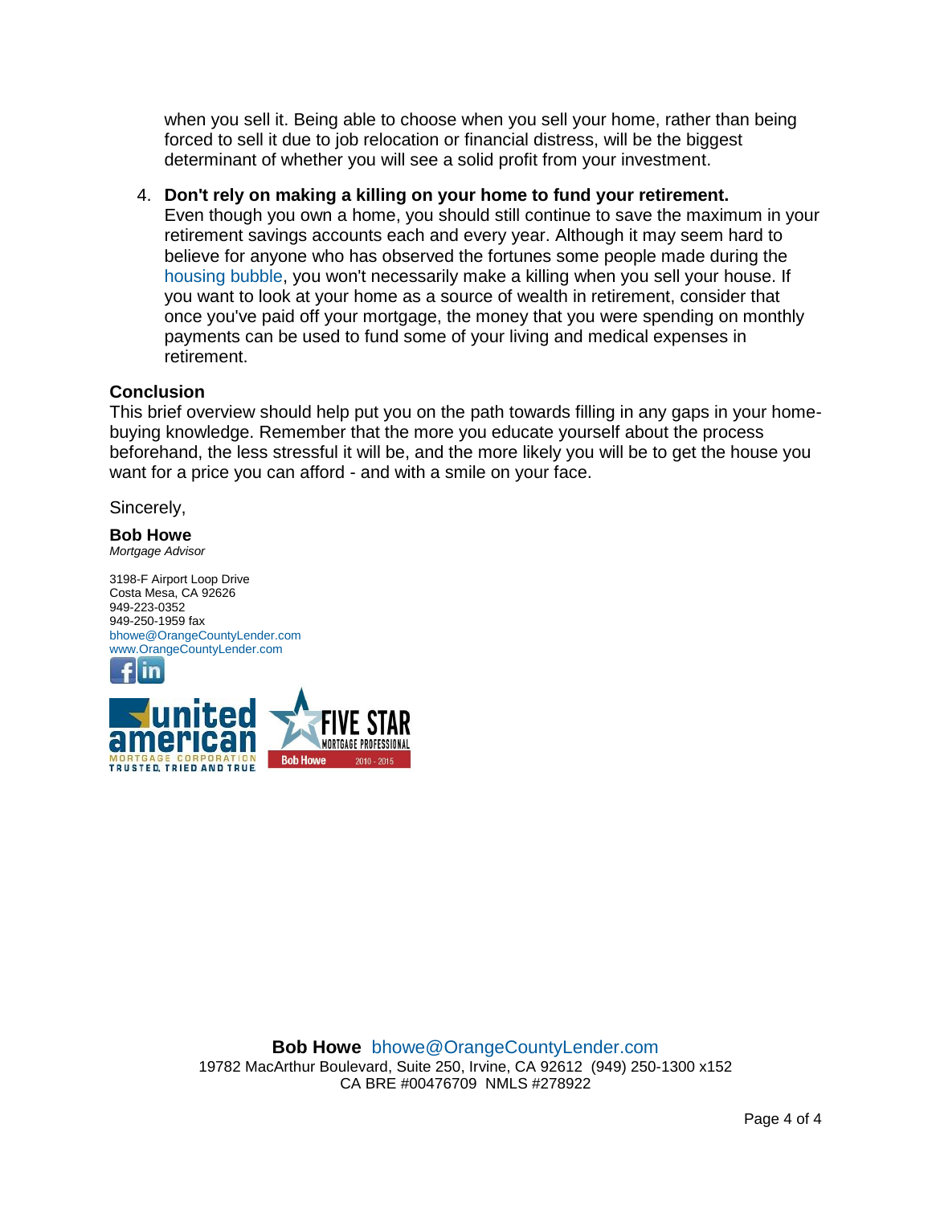when you sell it. Being able to choose when you sell your home, rather than being forced to sell it due to job relocation or financial distress, will be the biggest determinant of whether you will see a solid profit from your investment.

4. **Don't rely on making a killing on your home to fund your retirement.** Even though you own a home, you should still continue to save the maximum in your retirement savings accounts each and every year. Although it may seem hard to believe for anyone who has observed the fortunes some people made during the housing bubble, you won't necessarily make a killing when you sell your house. If you want to look at your home as a source of wealth in retirement, consider that once you've paid off your mortgage, the money that you were spending on monthly payments can be used to fund some of your living and medical expenses in retirement.

**Conclusion**

This brief overview should help put you on the path towards filling in any gaps in your home-buying knowledge. Remember that the more you educate yourself about the process beforehand, the less stressful it will be, and the more likely you will be to get the house you want for a price you can afford - and with a smile on your face.

Sincerely,

**Bob Howe**
*Mortgage Advisor*

3198-F Airport Loop Drive
Costa Mesa, CA 92626
949-223-0352
949-250-1959 fax
bhowe@OrangeCountyLender.com
www.OrangeCountyLender.com

united american MORTGAGE CORPORATION TRUSTED, TRIED AND TRUE

FIVE STAR MORTGAGE PROFESSIONAL Bob Howe 2010 - 2015

**Bob Howe** bhowe@OrangeCountyLender.com
19782 MacArthur Boulevard, Suite 250, Irvine, CA 92612 (949) 250-1300 x152
CA BRE #00476709 NMLS #278922